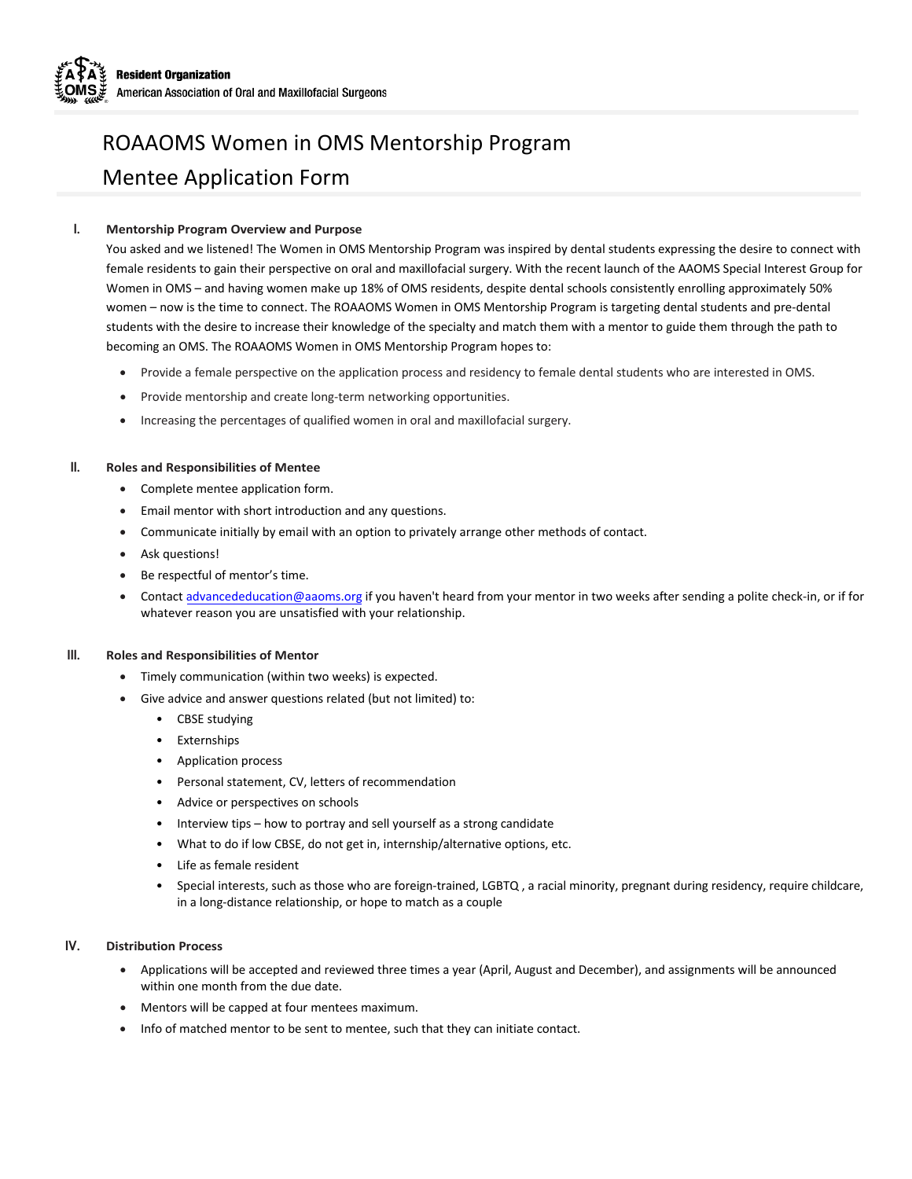Resident Organization
American Association of Oral and Maxillofacial Surgeons

# ROAAOMS Women in OMS Mentorship Program
# Mentee Application Form

## I. Mentorship Program Overview and Purpose

You asked and we listened! The Women in OMS Mentorship Program was inspired by dental students expressing the desire to connect with female residents to gain their perspective on oral and maxillofacial surgery. With the recent launch of the AAOMS Special Interest Group for Women in OMS – and having women make up 18% of OMS residents, despite dental schools consistently enrolling approximately 50% women – now is the time to connect. The ROAAOMS Women in OMS Mentorship Program is targeting dental students and pre-dental students with the desire to increase their knowledge of the specialty and match them with a mentor to guide them through the path to becoming an OMS. The ROAAOMS Women in OMS Mentorship Program hopes to:

- Provide a female perspective on the application process and residency to female dental students who are interested in OMS.
- Provide mentorship and create long-term networking opportunities.
- Increasing the percentages of qualified women in oral and maxillofacial surgery.

## II. Roles and Responsibilities of Mentee

- Complete mentee application form.
- Email mentor with short introduction and any questions.
- Communicate initially by email with an option to privately arrange other methods of contact.
- Ask questions!
- Be respectful of mentor's time.
- Contact advancededucation@aaoms.org if you haven't heard from your mentor in two weeks after sending a polite check-in, or if for whatever reason you are unsatisfied with your relationship.

## III. Roles and Responsibilities of Mentor

- Timely communication (within two weeks) is expected.
- Give advice and answer questions related (but not limited) to:
  - CBSE studying
  - Externships
  - Application process
  - Personal statement, CV, letters of recommendation
  - Advice or perspectives on schools
  - Interview tips – how to portray and sell yourself as a strong candidate
  - What to do if low CBSE, do not get in, internship/alternative options, etc.
  - Life as female resident
  - Special interests, such as those who are foreign-trained, LGBTQ , a racial minority, pregnant during residency, require childcare, in a long-distance relationship, or hope to match as a couple

## IV. Distribution Process

- Applications will be accepted and reviewed three times a year (April, August and December), and assignments will be announced within one month from the due date.
- Mentors will be capped at four mentees maximum.
- Info of matched mentor to be sent to mentee, such that they can initiate contact.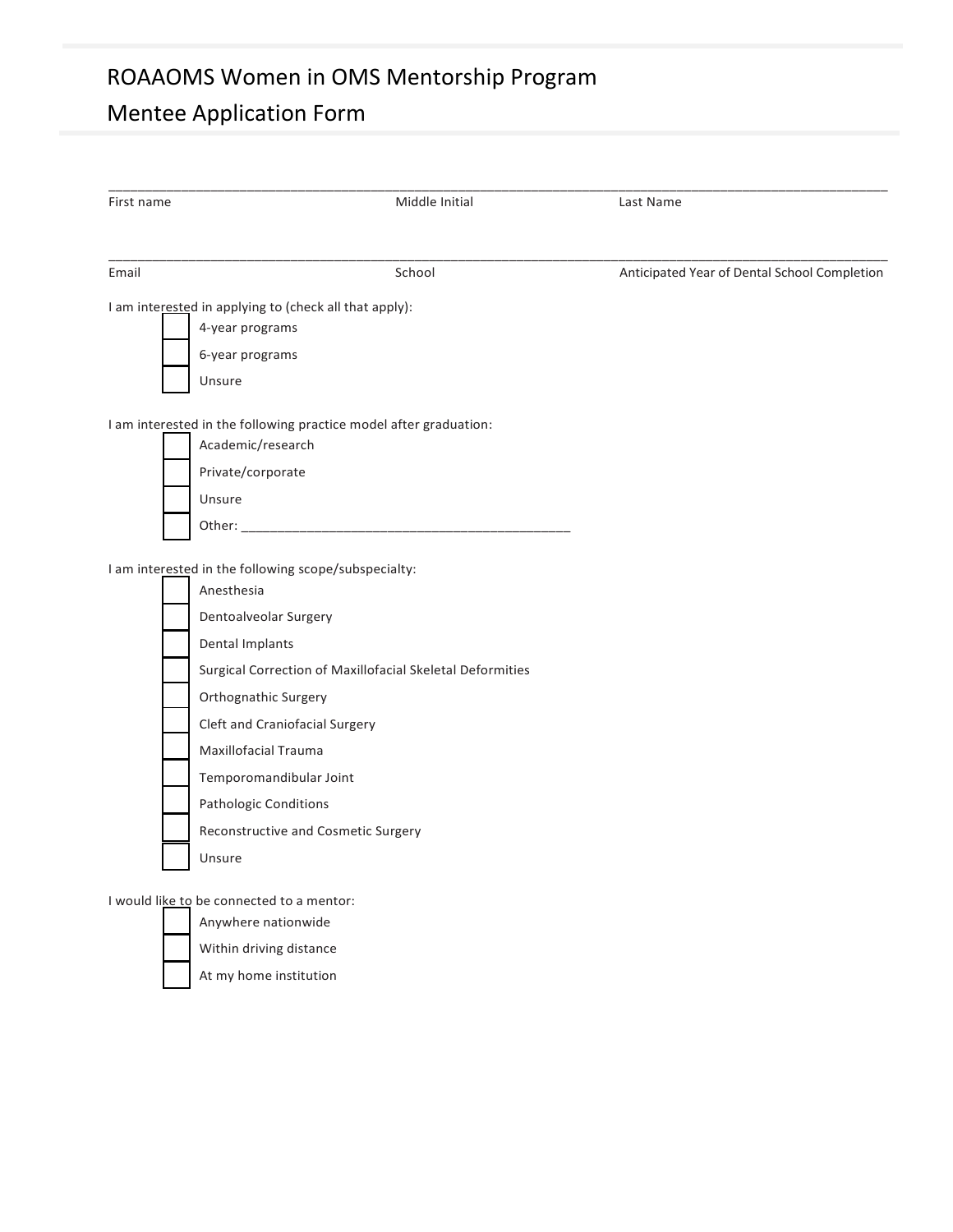# ROAAOMS Women in OMS Mentorship Program

## Mentee Application Form

_______________________________________________________________________________________________

First name | Middle Initial | Last Name

_______________________________________________________________________________________________

Email | School | Anticipated Year of Dental School Completion

I am interested in applying to (check all that apply):

- [ ] 4-year programs
- [ ] 6-year programs
- [ ] Unsure

I am interested in the following practice model after graduation:

- [ ] Academic/research
- [ ] Private/corporate
- [ ] Unsure
- [ ] Other: _____________________________________________

I am interested in the following scope/subspecialty:

- [ ] Anesthesia
- [ ] Dentoalveolar Surgery
- [ ] Dental Implants
- [ ] Surgical Correction of Maxillofacial Skeletal Deformities
- [ ] Orthognathic Surgery
- [ ] Cleft and Craniofacial Surgery
- [ ] Maxillofacial Trauma
- [ ] Temporomandibular Joint
- [ ] Pathologic Conditions
- [ ] Reconstructive and Cosmetic Surgery
- [ ] Unsure

I would like to be connected to a mentor:

- [ ] Anywhere nationwide
- [ ] Within driving distance
- [ ] At my home institution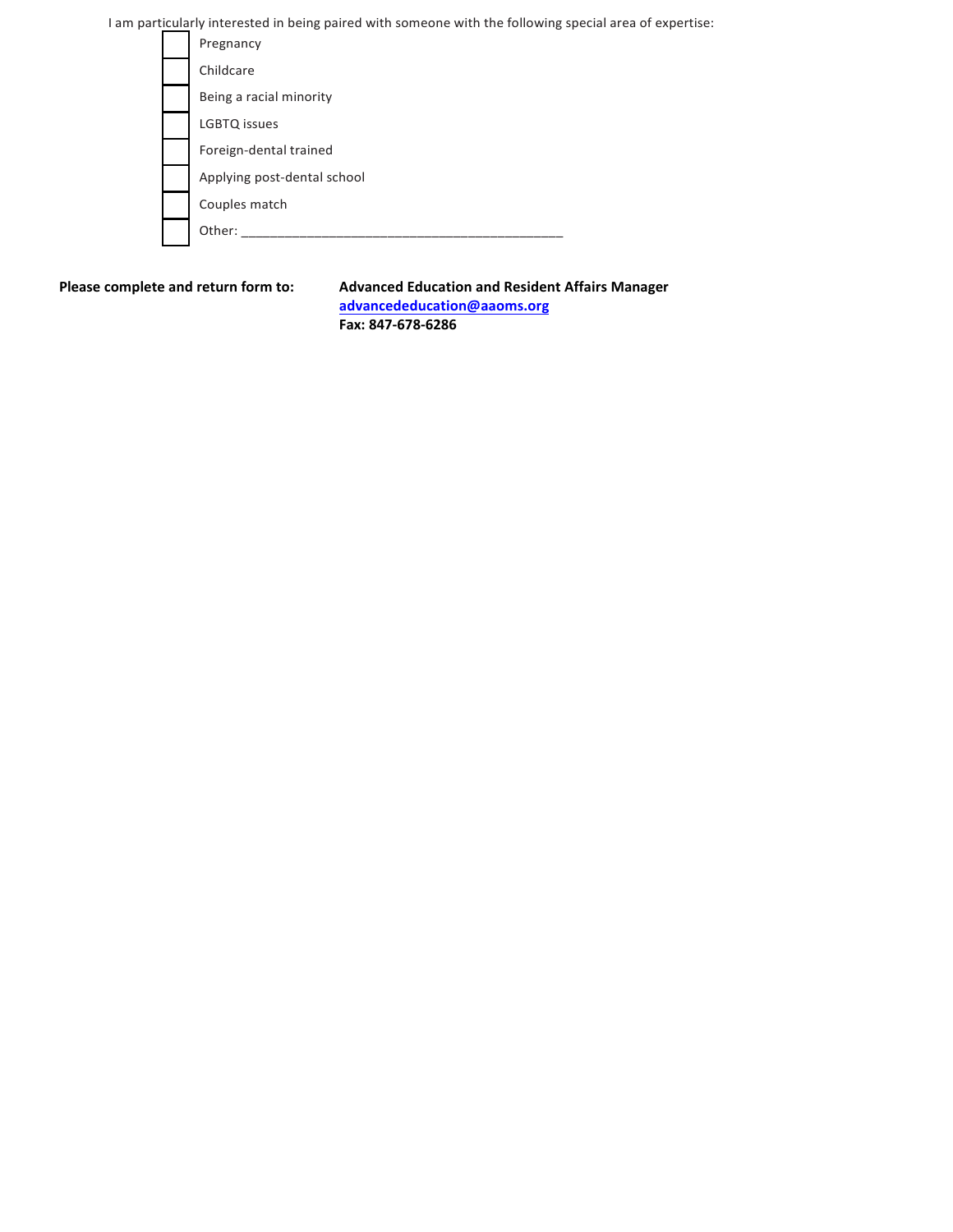I am particularly interested in being paired with someone with the following special area of expertise:

- [ ] Pregnancy
- [ ] Childcare
- [ ] Being a racial minority
- [ ] LGBTQ issues
- [ ] Foreign-dental trained
- [ ] Applying post-dental school
- [ ] Couples match
- [ ] Other: ___________________________________________

**Please complete and return form to:**

**Advanced Education and Resident Affairs Manager**
**advancededucation@aaoms.org**
**Fax: 847-678-6286**